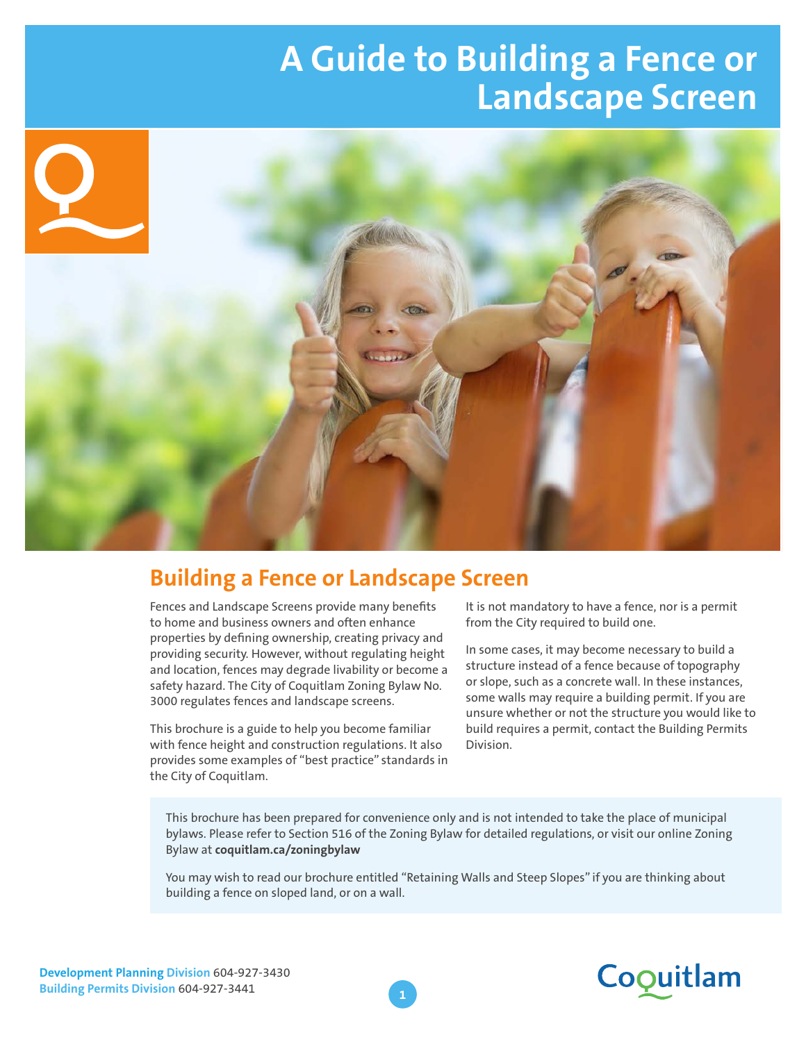# A Guide to Building a Fence or Landscape Screen

## Building a Fence or Landscape Screen

Fences and Landscape Screens provide many benefits to home and business owners and often enhance properties by defining ownership, creating privacy and providing security. However, without regulating height and location, fences may degrade livability or become a safety hazard. The City of Coquitlam Zoning Bylaw No. 3000 regulates fences and landscape screens.

This brochure is a guide to help you become familiar with fence height and construction regulations. It also provides some examples of "best practice" standards in the City of Coquitlam.

It is not mandatory to have a fence, nor is a permit from the City required to build one.

In some cases, it may become necessary to build a structure instead of a fence because of topography or slope, such as a concrete wall. In these instances, some walls may require a building permit. If you are unsure whether or not the structure you would like to build requires a permit, contact the Building Permits Division.

This brochure has been prepared for convenience only and is not intended to take the place of municipal bylaws. Please refer to Section 516 of the Zoning Bylaw for detailed regulations, or visit our online Zoning Bylaw at **coquitlam.ca/zoningbylaw**

You may wish to read our brochure entitled "Retaining Walls and Steep Slopes" if you are thinking about building a fence on sloped land, or on a wall.

**Development Planning Division** 604-927-3430
**Building Permits Division** 604-927-3441

Coquitlam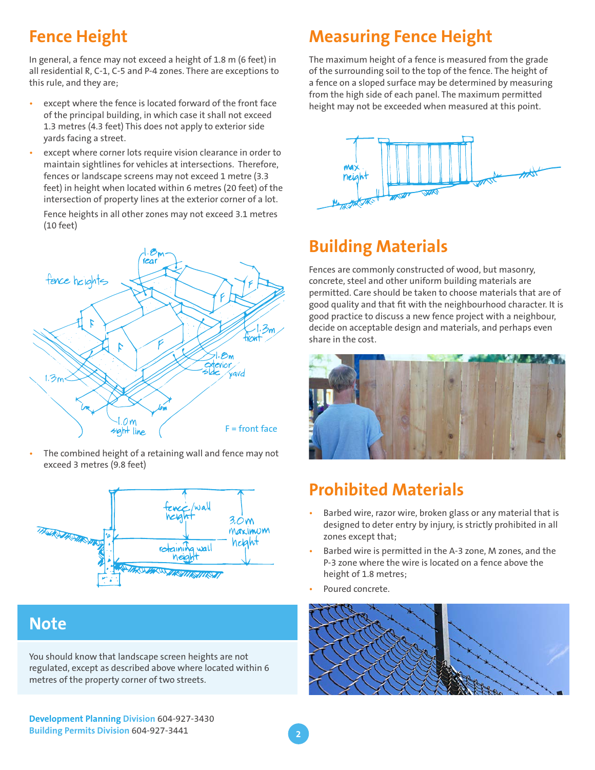## Fence Height

In general, a fence may not exceed a height of 1.8 m (6 feet) in all residential R, C-1, C-5 and P-4 zones. There are exceptions to this rule, and they are;

- except where the fence is located forward of the front face of the principal building, in which case it shall not exceed 1.3 metres (4.3 feet) This does not apply to exterior side yards facing a street.
- except where corner lots require vision clearance in order to maintain sightlines for vehicles at intersections. Therefore, fences or landscape screens may not exceed 1 metre (3.3 feet) in height when located within 6 metres (20 feet) of the intersection of property lines at the exterior corner of a lot.

  Fence heights in all other zones may not exceed 3.1 metres (10 feet)

F = front face

- The combined height of a retaining wall and fence may not exceed 3 metres (9.8 feet)

## Note

You should know that landscape screen heights are not regulated, except as described above where located within 6 metres of the property corner of two streets.

## Measuring Fence Height

The maximum height of a fence is measured from the grade of the surrounding soil to the top of the fence. The height of a fence on a sloped surface may be determined by measuring from the high side of each panel. The maximum permitted height may not be exceeded when measured at this point.

## Building Materials

Fences are commonly constructed of wood, but masonry, concrete, steel and other uniform building materials are permitted. Care should be taken to choose materials that are of good quality and that fit with the neighbourhood character. It is good practice to discuss a new fence project with a neighbour, decide on acceptable design and materials, and perhaps even share in the cost.

## Prohibited Materials

- Barbed wire, razor wire, broken glass or any material that is designed to deter entry by injury, is strictly prohibited in all zones except that;
- Barbed wire is permitted in the A-3 zone, M zones, and the P-3 zone where the wire is located on a fence above the height of 1.8 metres;
- Poured concrete.

**Development Planning Division** 604-927-3430
**Building Permits Division** 604-927-3441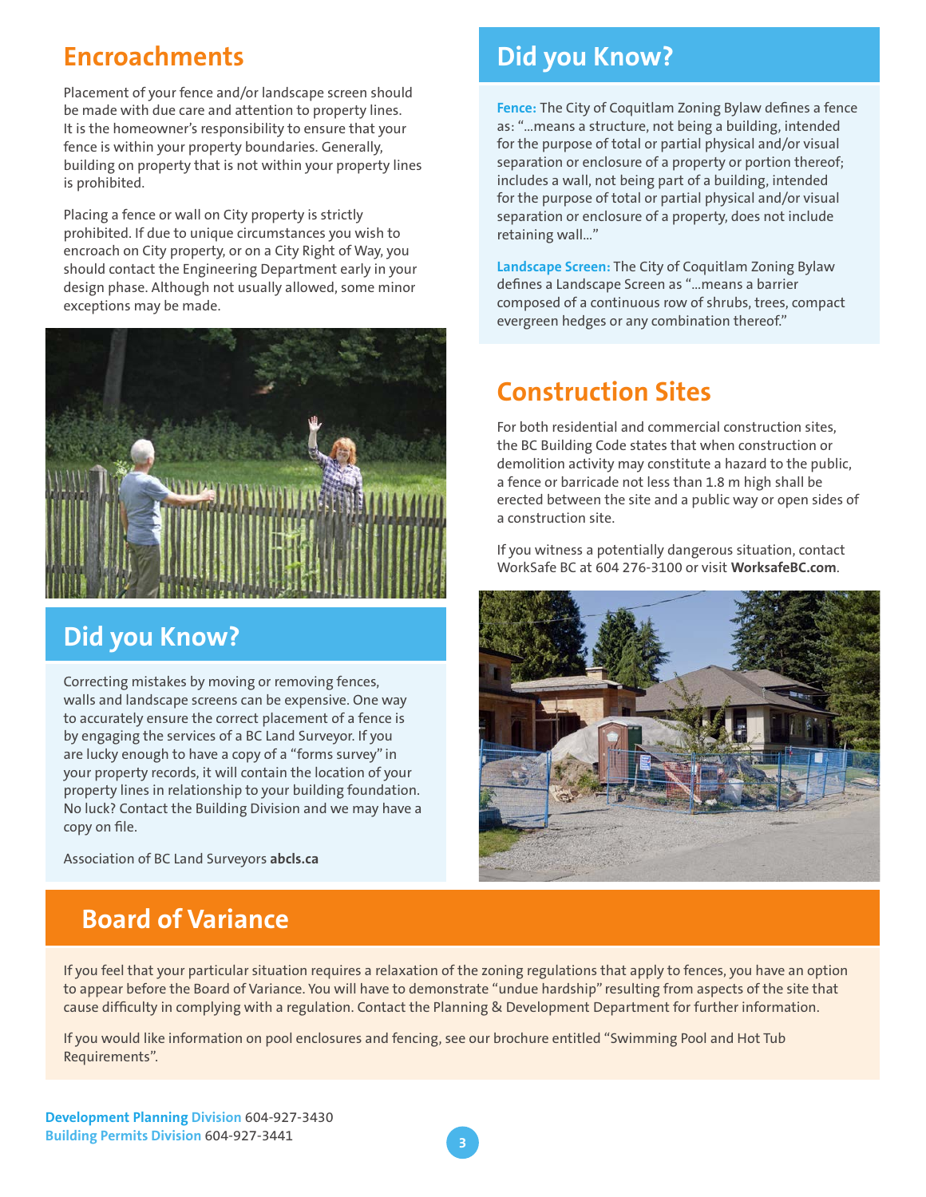## Encroachments

Placement of your fence and/or landscape screen should be made with due care and attention to property lines. It is the homeowner's responsibility to ensure that your fence is within your property boundaries. Generally, building on property that is not within your property lines is prohibited.

Placing a fence or wall on City property is strictly prohibited. If due to unique circumstances you wish to encroach on City property, or on a City Right of Way, you should contact the Engineering Department early in your design phase. Although not usually allowed, some minor exceptions may be made.

## Did you Know?

Correcting mistakes by moving or removing fences, walls and landscape screens can be expensive. One way to accurately ensure the correct placement of a fence is by engaging the services of a BC Land Surveyor. If you are lucky enough to have a copy of a "forms survey" in your property records, it will contain the location of your property lines in relationship to your building foundation. No luck? Contact the Building Division and we may have a copy on file.

Association of BC Land Surveyors **abcls.ca**

## Did you Know?

**Fence:** The City of Coquitlam Zoning Bylaw defines a fence as: "...means a structure, not being a building, intended for the purpose of total or partial physical and/or visual separation or enclosure of a property or portion thereof; includes a wall, not being part of a building, intended for the purpose of total or partial physical and/or visual separation or enclosure of a property, does not include retaining wall..."

**Landscape Screen:** The City of Coquitlam Zoning Bylaw defines a Landscape Screen as "...means a barrier composed of a continuous row of shrubs, trees, compact evergreen hedges or any combination thereof."

## Construction Sites

For both residential and commercial construction sites, the BC Building Code states that when construction or demolition activity may constitute a hazard to the public, a fence or barricade not less than 1.8 m high shall be erected between the site and a public way or open sides of a construction site.

If you witness a potentially dangerous situation, contact WorkSafe BC at 604 276-3100 or visit **WorksafeBC.com**.

## Board of Variance

If you feel that your particular situation requires a relaxation of the zoning regulations that apply to fences, you have an option to appear before the Board of Variance. You will have to demonstrate "undue hardship" resulting from aspects of the site that cause difficulty in complying with a regulation. Contact the Planning & Development Department for further information.

If you would like information on pool enclosures and fencing, see our brochure entitled "Swimming Pool and Hot Tub Requirements".

**Development Planning Division** 604-927-3430
**Building Permits Division** 604-927-3441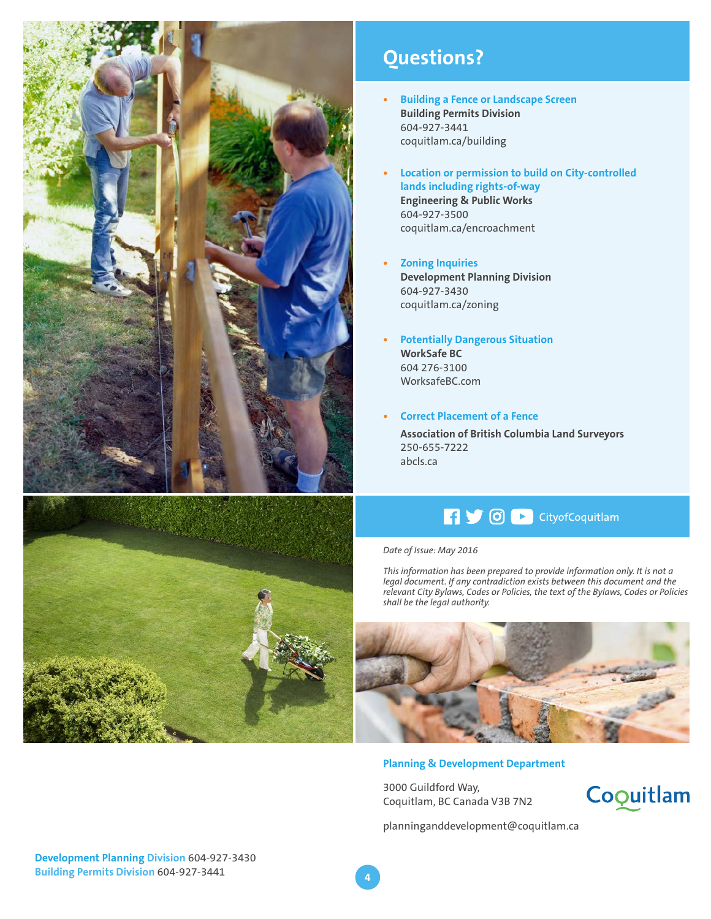## Questions?

- **Building a Fence or Landscape Screen**
  **Building Permits Division**
  604-927-3441
  coquitlam.ca/building

- **Location or permission to build on City-controlled lands including rights-of-way**
  **Engineering & Public Works**
  604-927-3500
  coquitlam.ca/encroachment

- **Zoning Inquiries**
  **Development Planning Division**
  604-927-3430
  coquitlam.ca/zoning

- **Potentially Dangerous Situation**
  **WorkSafe BC**
  604 276-3100
  WorksafeBC.com

- **Correct Placement of a Fence**
  **Association of British Columbia Land Surveyors**
  250-655-7222
  abcls.ca

CityofCoquitlam

*Date of Issue: May 2016*

*This information has been prepared to provide information only. It is not a legal document. If any contradiction exists between this document and the relevant City Bylaws, Codes or Policies, the text of the Bylaws, Codes or Policies shall be the legal authority.*

**Planning & Development Department**

3000 Guildford Way,
Coquitlam, BC Canada V3B 7N2

planninganddevelopment@coquitlam.ca

Coquitlam

**Development Planning Division** 604-927-3430
**Building Permits Division** 604-927-3441